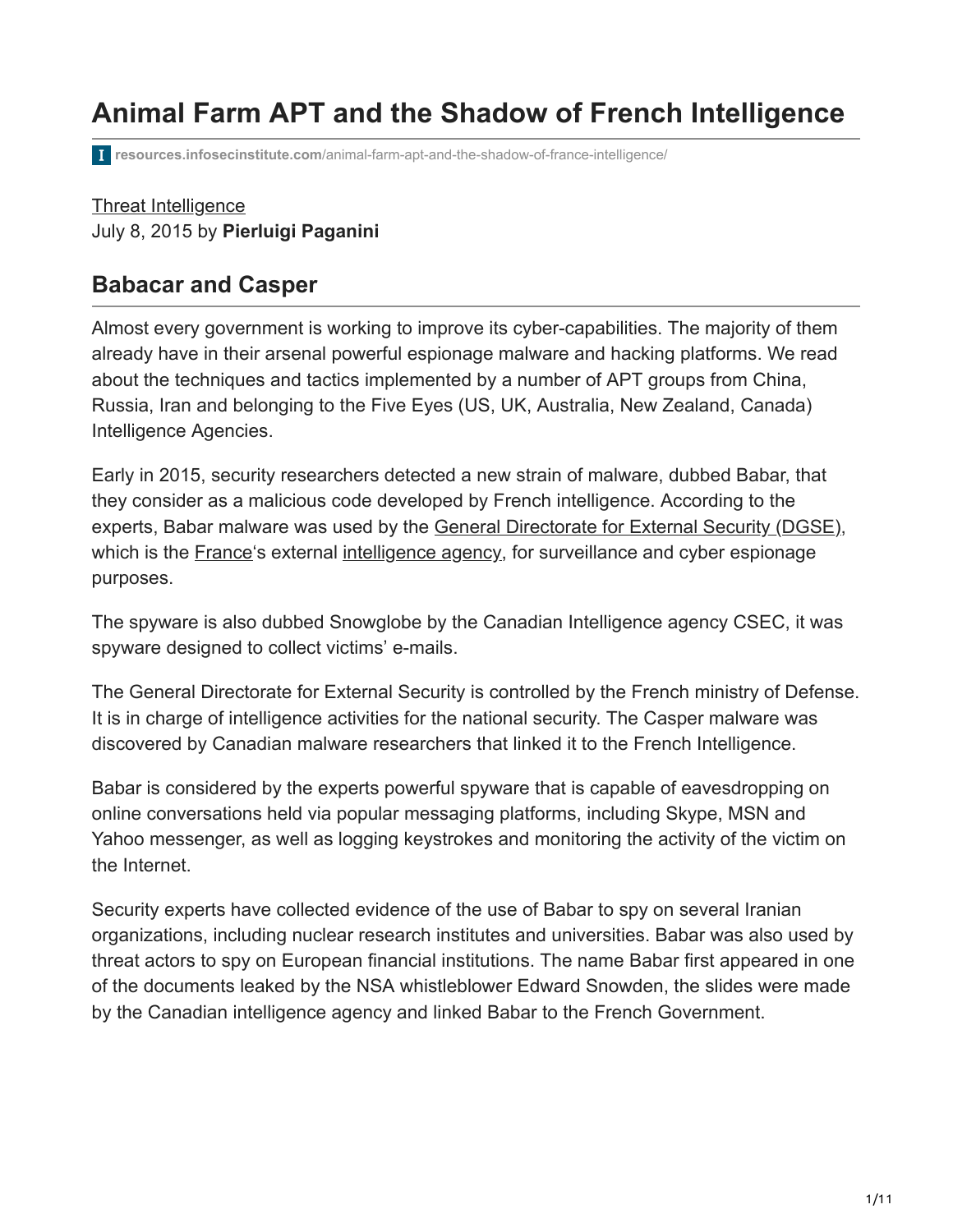# Animal Farm APT and the Shadow of French Intelligence

resources.infosecinstitute.com/animal-farm-apt-and-the-shadow-of-france-intelligence/

Threat Intelligence
July 8, 2015 by **Pierluigi Paganini**

## Babacar and Casper

Almost every government is working to improve its cyber-capabilities. The majority of them already have in their arsenal powerful espionage malware and hacking platforms. We read about the techniques and tactics implemented by a number of APT groups from China, Russia, Iran and belonging to the Five Eyes (US, UK, Australia, New Zealand, Canada) Intelligence Agencies.

Early in 2015, security researchers detected a new strain of malware, dubbed Babar, that they consider as a malicious code developed by French intelligence. According to the experts, Babar malware was used by the General Directorate for External Security (DGSE), which is the France's external intelligence agency, for surveillance and cyber espionage purposes.

The spyware is also dubbed Snowglobe by the Canadian Intelligence agency CSEC, it was spyware designed to collect victims' e-mails.

The General Directorate for External Security is controlled by the French ministry of Defense. It is in charge of intelligence activities for the national security. The Casper malware was discovered by Canadian malware researchers that linked it to the French Intelligence.

Babar is considered by the experts powerful spyware that is capable of eavesdropping on online conversations held via popular messaging platforms, including Skype, MSN and Yahoo messenger, as well as logging keystrokes and monitoring the activity of the victim on the Internet.

Security experts have collected evidence of the use of Babar to spy on several Iranian organizations, including nuclear research institutes and universities. Babar was also used by threat actors to spy on European financial institutions. The name Babar first appeared in one of the documents leaked by the NSA whistleblower Edward Snowden, the slides were made by the Canadian intelligence agency and linked Babar to the French Government.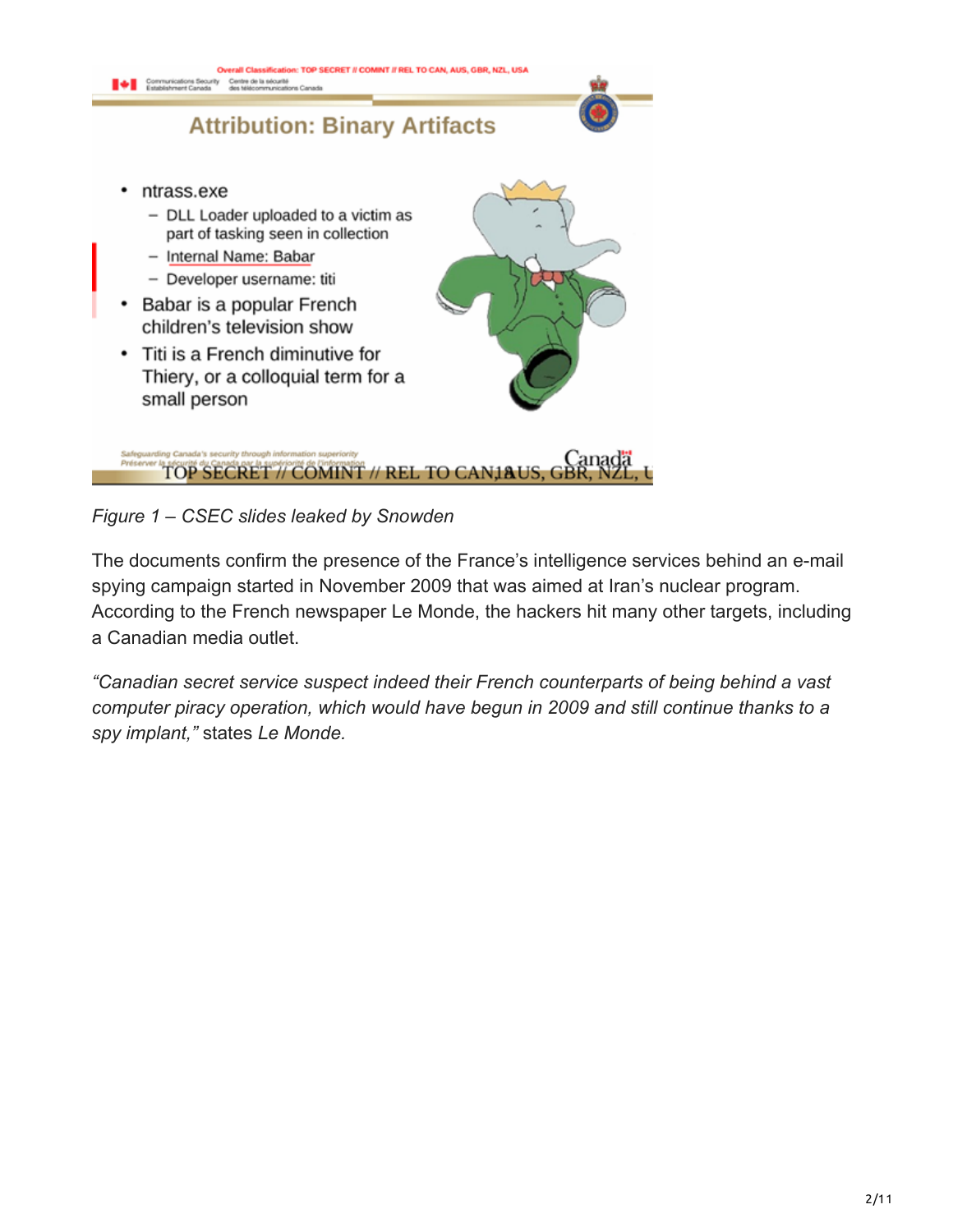Overall Classification: TOP SECRET // COMINT // REL TO CAN, AUS, GBR, NZL, USA

Communications Security Establishment Canada / Centre de la sécurité des télécommunications Canada

## Attribution: Binary Artifacts

- ntrass.exe
  - DLL Loader uploaded to a victim as part of tasking seen in collection
  - Internal Name: Babar
  - Developer username: titi
- Babar is a popular French children's television show
- Titi is a French diminutive for Thiery, or a colloquial term for a small person

Safeguarding Canada's security through information superiority
Préserver la sécurité du Canada par la supériorité de l'information

TOP SECRET // COMINT // REL TO CAN, AUS, GBR, NZL, USA

*Figure 1 – CSEC slides leaked by Snowden*

The documents confirm the presence of the France's intelligence services behind an e-mail spying campaign started in November 2009 that was aimed at Iran's nuclear program. According to the French newspaper Le Monde, the hackers hit many other targets, including a Canadian media outlet.

*"Canadian secret service suspect indeed their French counterparts of being behind a vast computer piracy operation, which would have begun in 2009 and still continue thanks to a spy implant,"* states *Le Monde.*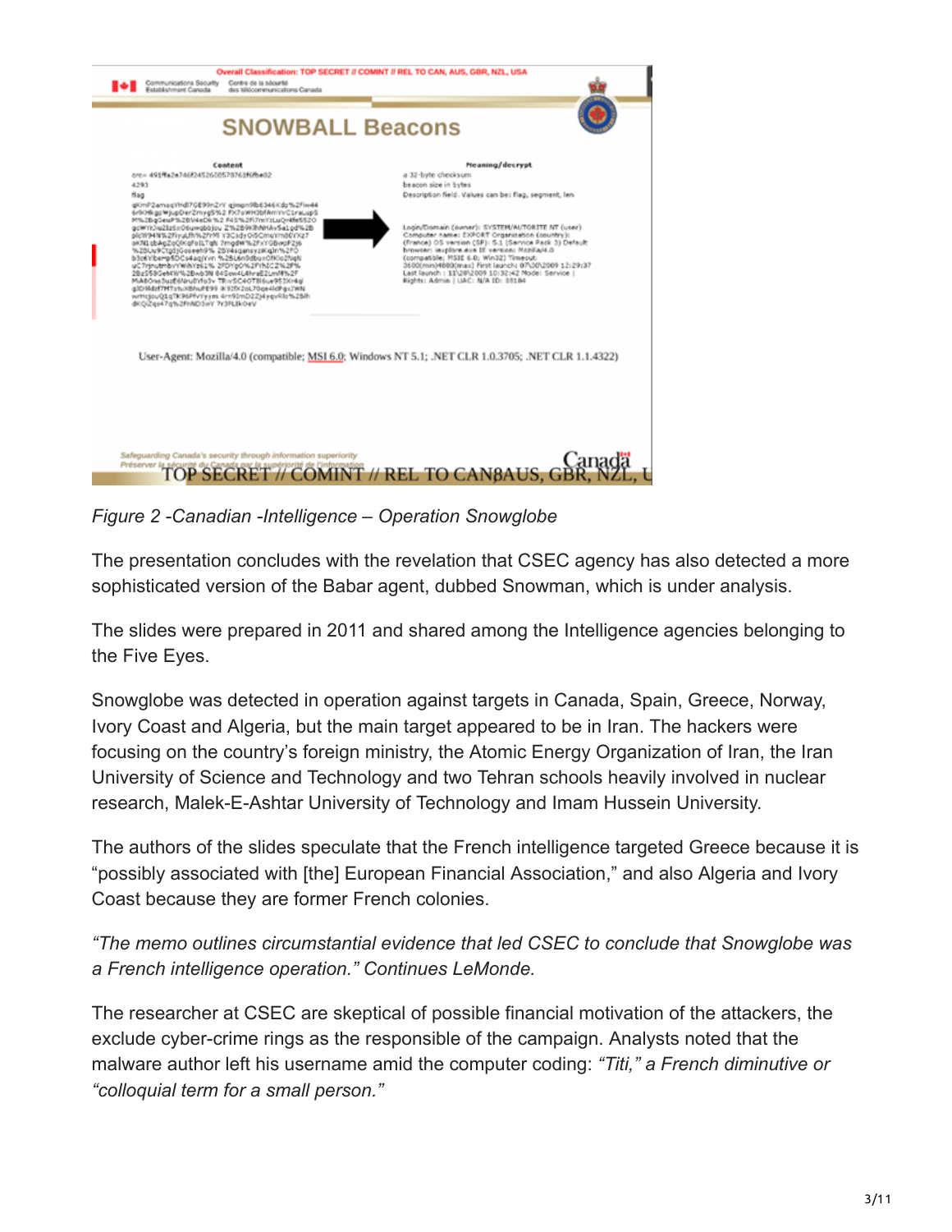*Figure 2 -Canadian -Intelligence – Operation Snowglobe*

The presentation concludes with the revelation that CSEC agency has also detected a more sophisticated version of the Babar agent, dubbed Snowman, which is under analysis.

The slides were prepared in 2011 and shared among the Intelligence agencies belonging to the Five Eyes.

Snowglobe was detected in operation against targets in Canada, Spain, Greece, Norway, Ivory Coast and Algeria, but the main target appeared to be in Iran. The hackers were focusing on the country's foreign ministry, the Atomic Energy Organization of Iran, the Iran University of Science and Technology and two Tehran schools heavily involved in nuclear research, Malek-E-Ashtar University of Technology and Imam Hussein University.

The authors of the slides speculate that the French intelligence targeted Greece because it is "possibly associated with [the] European Financial Association," and also Algeria and Ivory Coast because they are former French colonies.

*"The memo outlines circumstantial evidence that led CSEC to conclude that Snowglobe was a French intelligence operation." Continues LeMonde.*

The researcher at CSEC are skeptical of possible financial motivation of the attackers, the exclude cyber-crime rings as the responsible of the campaign. Analysts noted that the malware author left his username amid the computer coding: *"Titi," a French diminutive or "colloquial term for a small person."*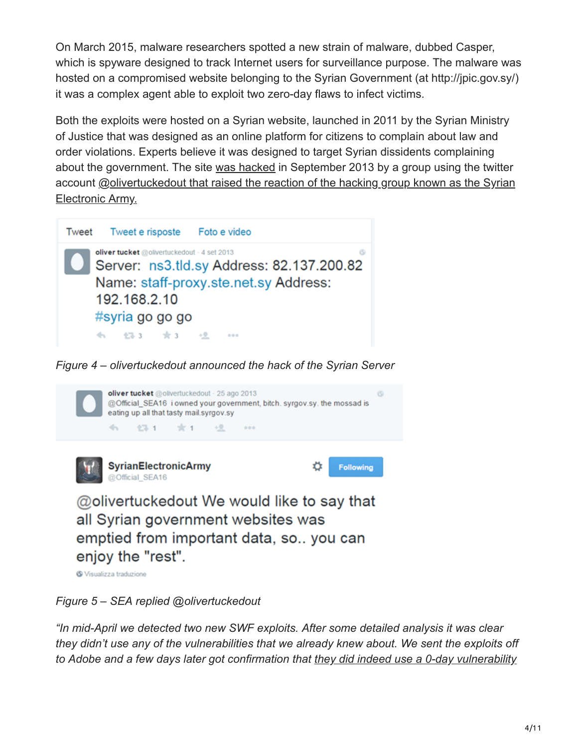On March 2015, malware researchers spotted a new strain of malware, dubbed Casper, which is spyware designed to track Internet users for surveillance purpose. The malware was hosted on a compromised website belonging to the Syrian Government (at http://jpic.gov.sy/) it was a complex agent able to exploit two zero-day flaws to infect victims.

Both the exploits were hosted on a Syrian website, launched in 2011 by the Syrian Ministry of Justice that was designed as an online platform for citizens to complain about law and order violations. Experts believe it was designed to target Syrian dissidents complaining about the government. The site was hacked in September 2013 by a group using the twitter account @olivertuckedout that raised the reaction of the hacking group known as the Syrian Electronic Army.

Tweet | Tweet e risposte | Foto e video

oliver tucket @olivertuckedout · 4 set 2013
Server: ns3.tld.sy Address: 82.137.200.82
Name: staff-proxy.ste.net.sy Address: 192.168.2.10
#syria go go go

*Figure 4 – olivertuckedout announced the hack of the Syrian Server*

oliver tucket @olivertuckedout · 25 ago 2013
@Official_SEA16 i owned your government, bitch. syrgov.sy. the mossad is eating up all that tasty mail.syrgov.sy

SyrianElectronicArmy @Official_SEA16
@olivertuckedout We would like to say that all Syrian government websites was emptied from important data, so.. you can enjoy the "rest".

*Figure 5 – SEA replied @olivertuckedout*

*"In mid-April we detected two new SWF exploits. After some detailed analysis it was clear they didn't use any of the vulnerabilities that we already knew about. We sent the exploits off to Adobe and a few days later got confirmation that they did indeed use a 0-day vulnerability*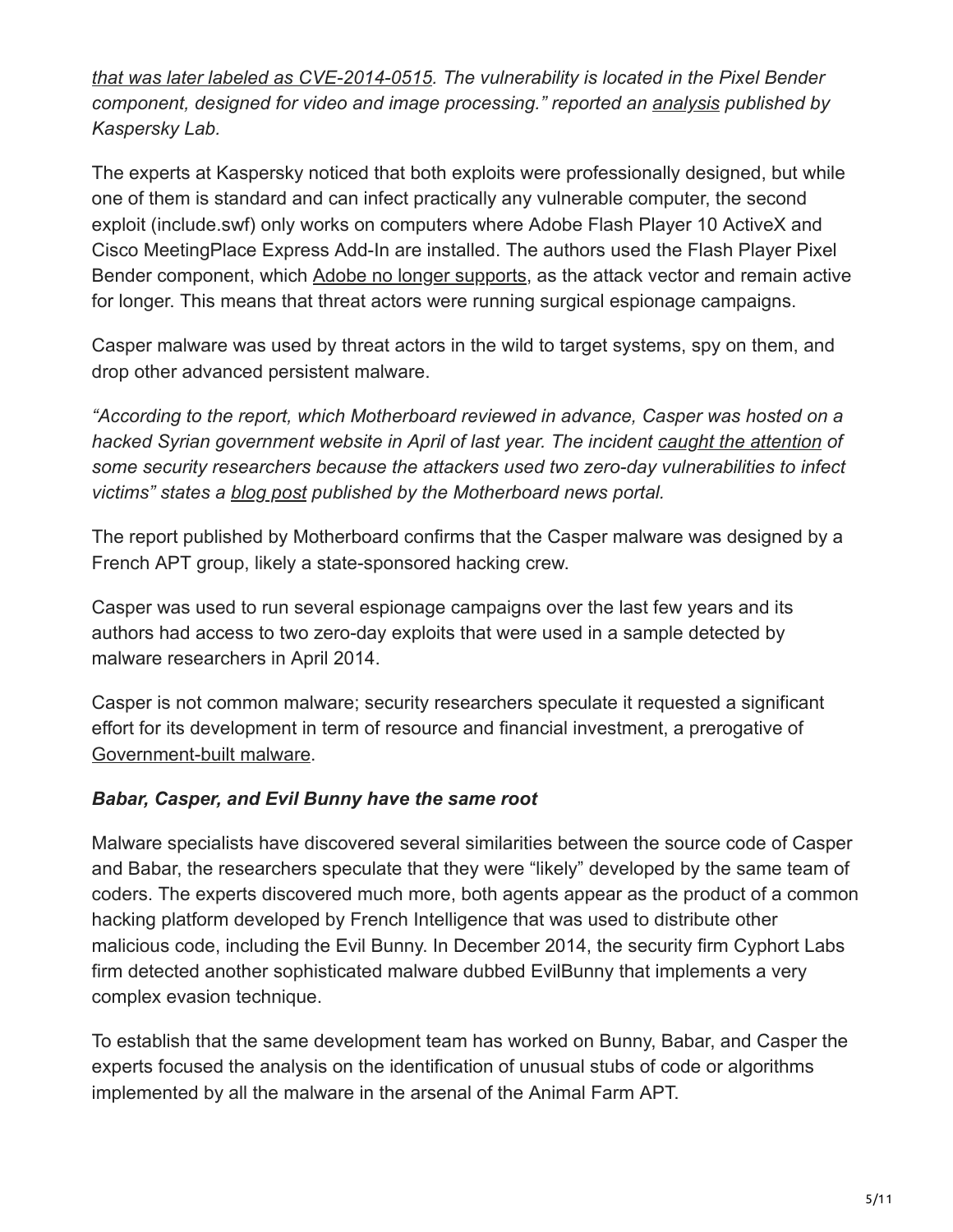*that was later labeled as CVE-2014-0515. The vulnerability is located in the Pixel Bender component, designed for video and image processing." reported an analysis published by Kaspersky Lab.*

The experts at Kaspersky noticed that both exploits were professionally designed, but while one of them is standard and can infect practically any vulnerable computer, the second exploit (include.swf) only works on computers where Adobe Flash Player 10 ActiveX and Cisco MeetingPlace Express Add-In are installed. The authors used the Flash Player Pixel Bender component, which Adobe no longer supports, as the attack vector and remain active for longer. This means that threat actors were running surgical espionage campaigns.

Casper malware was used by threat actors in the wild to target systems, spy on them, and drop other advanced persistent malware.

*"According to the report, which Motherboard reviewed in advance, Casper was hosted on a hacked Syrian government website in April of last year. The incident caught the attention of some security researchers because the attackers used two zero-day vulnerabilities to infect victims" states a blog post published by the Motherboard news portal.*

The report published by Motherboard confirms that the Casper malware was designed by a French APT group, likely a state-sponsored hacking crew.

Casper was used to run several espionage campaigns over the last few years and its authors had access to two zero-day exploits that were used in a sample detected by malware researchers in April 2014.

Casper is not common malware; security researchers speculate it requested a significant effort for its development in term of resource and financial investment, a prerogative of Government-built malware.

### *Babar, Casper, and Evil Bunny have the same root*

Malware specialists have discovered several similarities between the source code of Casper and Babar, the researchers speculate that they were "likely" developed by the same team of coders. The experts discovered much more, both agents appear as the product of a common hacking platform developed by French Intelligence that was used to distribute other malicious code, including the Evil Bunny. In December 2014, the security firm Cyphort Labs firm detected another sophisticated malware dubbed EvilBunny that implements a very complex evasion technique.

To establish that the same development team has worked on Bunny, Babar, and Casper the experts focused the analysis on the identification of unusual stubs of code or algorithms implemented by all the malware in the arsenal of the Animal Farm APT.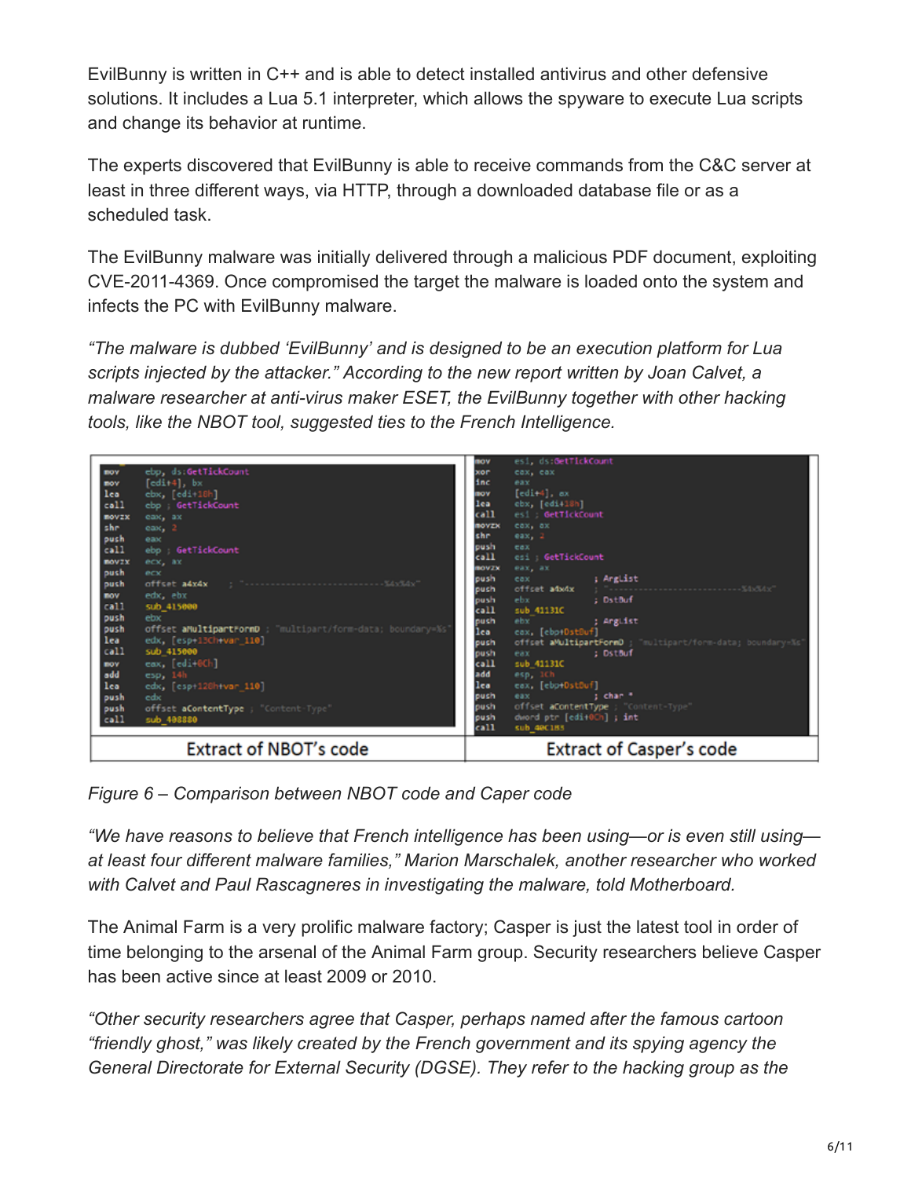EvilBunny is written in C++ and is able to detect installed antivirus and other defensive solutions. It includes a Lua 5.1 interpreter, which allows the spyware to execute Lua scripts and change its behavior at runtime.

The experts discovered that EvilBunny is able to receive commands from the C&C server at least in three different ways, via HTTP, through a downloaded database file or as a scheduled task.

The EvilBunny malware was initially delivered through a malicious PDF document, exploiting CVE-2011-4369. Once compromised the target the malware is loaded onto the system and infects the PC with EvilBunny malware.

*"The malware is dubbed 'EvilBunny' and is designed to be an execution platform for Lua scripts injected by the attacker." According to the new report written by Joan Calvet, a malware researcher at anti-virus maker ESET, the EvilBunny together with other hacking tools, like the NBOT tool, suggested ties to the French Intelligence.*

```
mov     ebp, ds:GetTickCount
mov     [edi+4], bx
lea     ebx, [edi+18h]
call    ebp ; GetTickCount
movzx   eax, ax
shr     eax, 2
push    eax
call    ebp ; GetTickCount
movzx   ecx, ax
push    ecx
push    offset a4x4x    ; "---------------------------%4x%4x"
mov     edx, ebx
call    sub_415000
push    ebx
push    offset aMultipartFormD ; "multipart/form-data; boundary=%s"
lea     edx, [esp+13Ch+var_110]
call    sub_415000
mov     eax, [edi+0Ch]
add     esp, 14h
lea     edx, [esp+120h+var_110]
push    edx
push    offset aContentType ; "Content-Type"
call    sub_408880
```

Extract of NBOT's code

```
mov     esi, ds:GetTickCount
xor     eax, eax
inc     eax
mov     [edi+4], ax
lea     ebx, [edi+18h]
call    esi ; GetTickCount
movzx   eax, ax
shr     eax, 2
push    eax
call    esi ; GetTickCount
movzx   eax, ax
push    eax             ; ArgList
push    offset a4x4x    ; "---------------------------%4x%4x"
push    ebx             ; DstBuf
call    sub_41131C
push    ebx             ; ArgList
lea     eax, [ebp+DstBuf]
push    offset aMultipartFormD ; "multipart/form-data; boundary=%s"
push    eax             ; DstBuf
call    sub_41131C
add     esp, 1Ch
lea     eax, [ebp+DstBuf]
push    eax             ; char *
push    offset aContentType ; "Content-Type"
push    dword ptr [edi+0Ch] ; int
call    sub_40C1B3
```

Extract of Casper's code

*Figure 6 – Comparison between NBOT code and Caper code*

*"We have reasons to believe that French intelligence has been using—or is even still using—at least four different malware families," Marion Marschalek, another researcher who worked with Calvet and Paul Rascagneres in investigating the malware, told Motherboard.*

The Animal Farm is a very prolific malware factory; Casper is just the latest tool in order of time belonging to the arsenal of the Animal Farm group. Security researchers believe Casper has been active since at least 2009 or 2010.

*"Other security researchers agree that Casper, perhaps named after the famous cartoon "friendly ghost," was likely created by the French government and its spying agency the General Directorate for External Security (DGSE). They refer to the hacking group as the*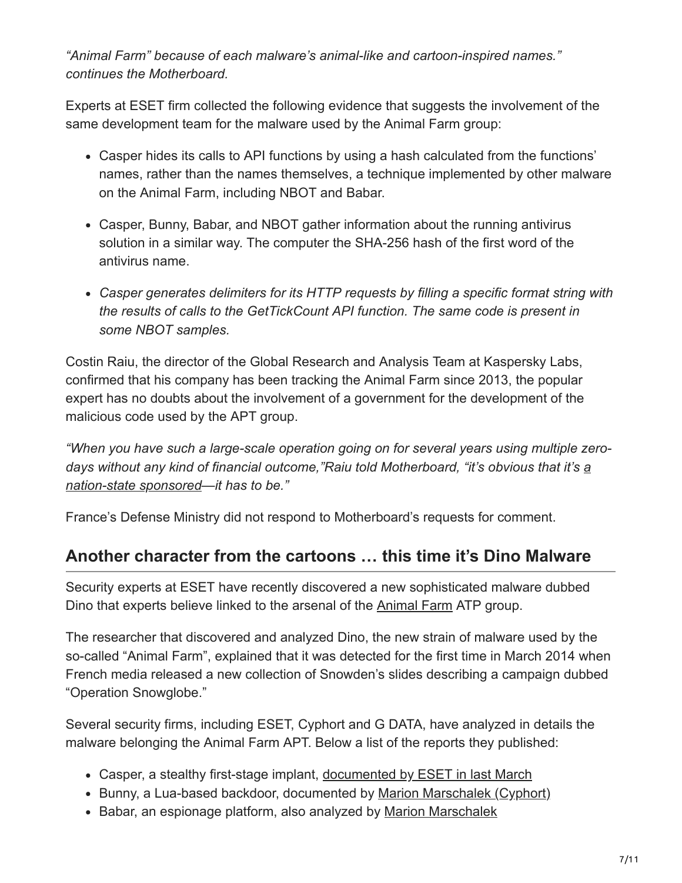*"Animal Farm" because of each malware's animal-like and cartoon-inspired names." continues the Motherboard.*

Experts at ESET firm collected the following evidence that suggests the involvement of the same development team for the malware used by the Animal Farm group:

- Casper hides its calls to API functions by using a hash calculated from the functions' names, rather than the names themselves, a technique implemented by other malware on the Animal Farm, including NBOT and Babar.
- Casper, Bunny, Babar, and NBOT gather information about the running antivirus solution in a similar way. The computer the SHA-256 hash of the first word of the antivirus name.
- *Casper generates delimiters for its HTTP requests by filling a specific format string with the results of calls to the GetTickCount API function. The same code is present in some NBOT samples.*

Costin Raiu, the director of the Global Research and Analysis Team at Kaspersky Labs, confirmed that his company has been tracking the Animal Farm since 2013, the popular expert has no doubts about the involvement of a government for the development of the malicious code used by the APT group.

*"When you have such a large-scale operation going on for several years using multiple zero-days without any kind of financial outcome,"Raiu told Motherboard, "it's obvious that it's a nation-state sponsored—it has to be."*

France's Defense Ministry did not respond to Motherboard's requests for comment.

## Another character from the cartoons … this time it's Dino Malware

Security experts at ESET have recently discovered a new sophisticated malware dubbed Dino that experts believe linked to the arsenal of the Animal Farm ATP group.

The researcher that discovered and analyzed Dino, the new strain of malware used by the so-called "Animal Farm", explained that it was detected for the first time in March 2014 when French media released a new collection of Snowden's slides describing a campaign dubbed "Operation Snowglobe."

Several security firms, including ESET, Cyphort and G DATA, have analyzed in details the malware belonging the Animal Farm APT. Below a list of the reports they published:

- Casper, a stealthy first-stage implant, documented by ESET in last March
- Bunny, a Lua-based backdoor, documented by Marion Marschalek (Cyphort)
- Babar, an espionage platform, also analyzed by Marion Marschalek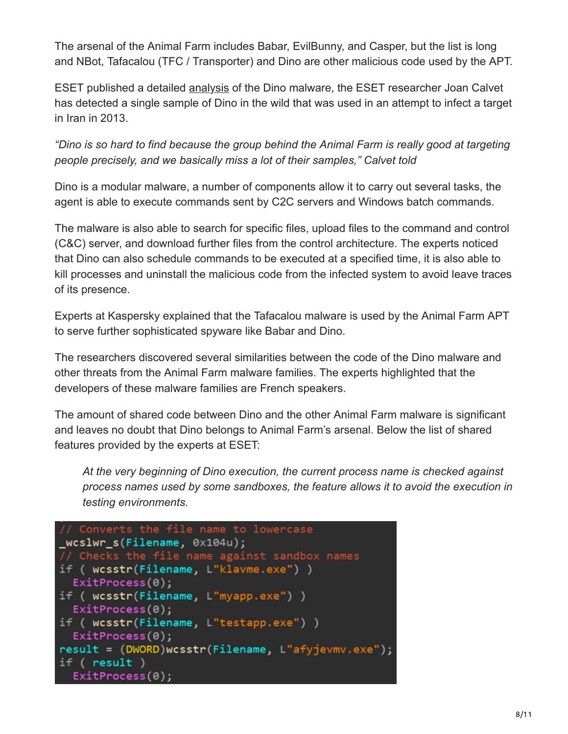The arsenal of the Animal Farm includes Babar, EvilBunny, and Casper, but the list is long and NBot, Tafacalou (TFC / Transporter) and Dino are other malicious code used by the APT.

ESET published a detailed analysis of the Dino malware, the ESET researcher Joan Calvet has detected a single sample of Dino in the wild that was used in an attempt to infect a target in Iran in 2013.

*“Dino is so hard to find because the group behind the Animal Farm is really good at targeting people precisely, and we basically miss a lot of their samples,” Calvet told*

Dino is a modular malware, a number of components allow it to carry out several tasks, the agent is able to execute commands sent by C2C servers and Windows batch commands.

The malware is also able to search for specific files, upload files to the command and control (C&C) server, and download further files from the control architecture. The experts noticed that Dino can also schedule commands to be executed at a specified time, it is also able to kill processes and uninstall the malicious code from the infected system to avoid leave traces of its presence.

Experts at Kaspersky explained that the Tafacalou malware is used by the Animal Farm APT to serve further sophisticated spyware like Babar and Dino.

The researchers discovered several similarities between the code of the Dino malware and other threats from the Animal Farm malware families. The experts highlighted that the developers of these malware families are French speakers.

The amount of shared code between Dino and the other Animal Farm malware is significant and leaves no doubt that Dino belongs to Animal Farm’s arsenal. Below the list of shared features provided by the experts at ESET:

> *At the very beginning of Dino execution, the current process name is checked against process names used by some sandboxes, the feature allows it to avoid the execution in testing environments.*

```
// Converts the file name to lowercase
_wcslwr_s(Filename, 0x104u);
// Checks the file name against sandbox names
if ( wcsstr(Filename, L"klavme.exe") )
  ExitProcess(0);
if ( wcsstr(Filename, L"myapp.exe") )
  ExitProcess(0);
if ( wcsstr(Filename, L"testapp.exe") )
  ExitProcess(0);
result = (DWORD)wcsstr(Filename, L"afyjevmv.exe");
if ( result )
  ExitProcess(0);
```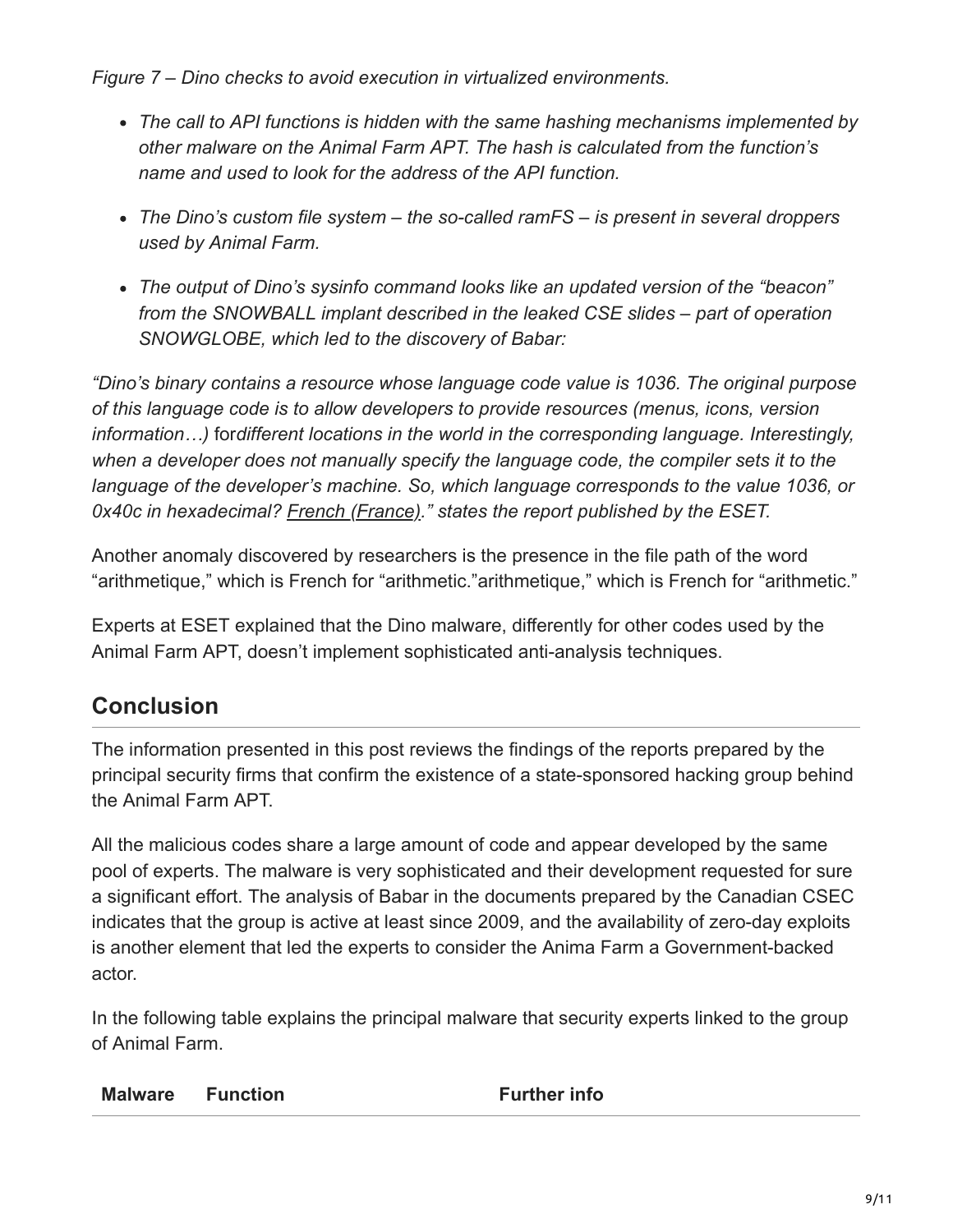*Figure 7 – Dino checks to avoid execution in virtualized environments.*

- *The call to API functions is hidden with the same hashing mechanisms implemented by other malware on the Animal Farm APT. The hash is calculated from the function's name and used to look for the address of the API function.*
- *The Dino's custom file system – the so-called ramFS – is present in several droppers used by Animal Farm.*
- *The output of Dino's sysinfo command looks like an updated version of the "beacon" from the SNOWBALL implant described in the leaked CSE slides – part of operation SNOWGLOBE, which led to the discovery of Babar:*

*"Dino's binary contains a resource whose language code value is 1036. The original purpose of this language code is to allow developers to provide resources (menus, icons, version information…)* for*different locations in the world in the corresponding language. Interestingly, when a developer does not manually specify the language code, the compiler sets it to the language of the developer's machine. So, which language corresponds to the value 1036, or 0x40c in hexadecimal? French (France)." states the report published by the ESET.*

Another anomaly discovered by researchers is the presence in the file path of the word "arithmetique," which is French for "arithmetic."arithmetique," which is French for "arithmetic."

Experts at ESET explained that the Dino malware, differently for other codes used by the Animal Farm APT, doesn't implement sophisticated anti-analysis techniques.

## Conclusion

The information presented in this post reviews the findings of the reports prepared by the principal security firms that confirm the existence of a state-sponsored hacking group behind the Animal Farm APT.

All the malicious codes share a large amount of code and appear developed by the same pool of experts. The malware is very sophisticated and their development requested for sure a significant effort. The analysis of Babar in the documents prepared by the Canadian CSEC indicates that the group is active at least since 2009, and the availability of zero-day exploits is another element that led the experts to consider the Anima Farm a Government-backed actor.

In the following table explains the principal malware that security experts linked to the group of Animal Farm.

| Malware | Function | Further info |
| --- | --- | --- |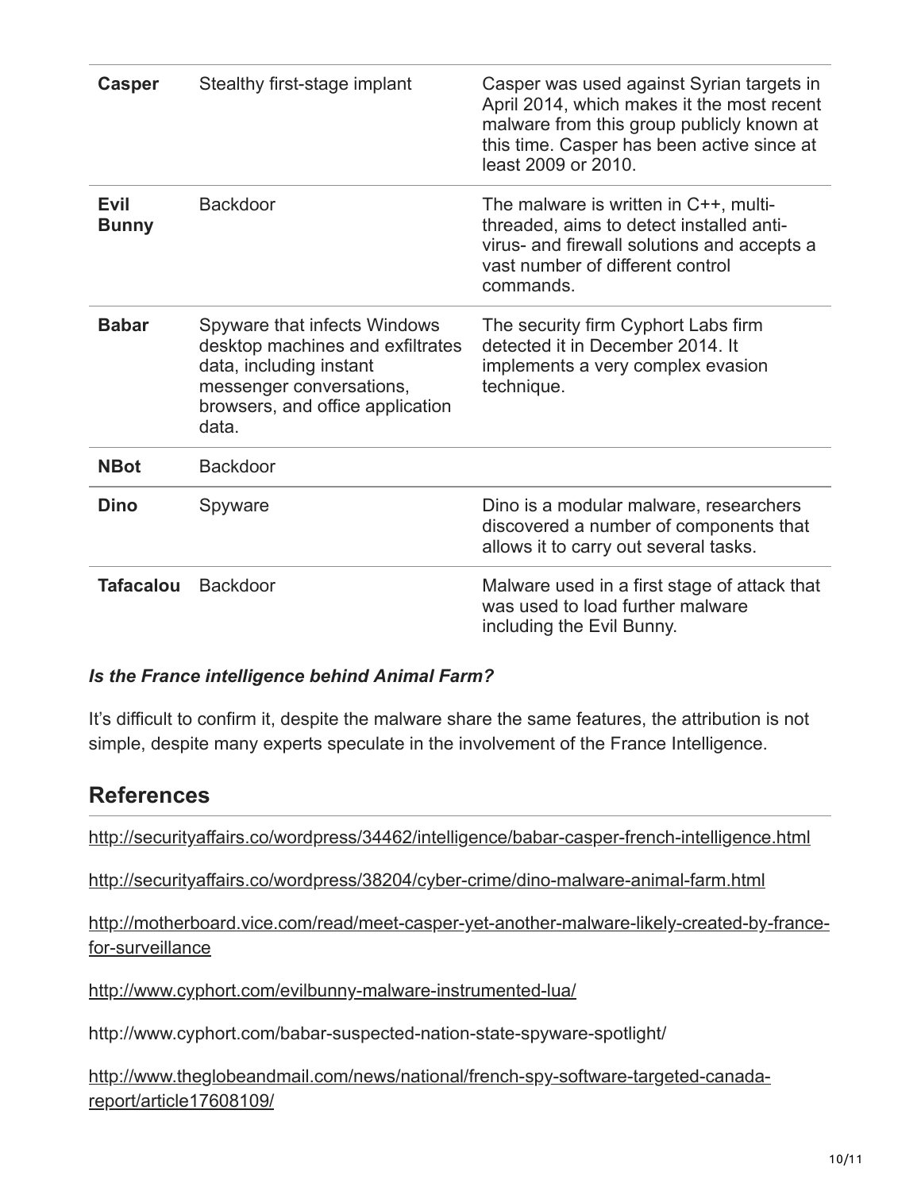| | | |
|---|---|---|
| **Casper** | Stealthy first-stage implant | Casper was used against Syrian targets in April 2014, which makes it the most recent malware from this group publicly known at this time. Casper has been active since at least 2009 or 2010. |
| **Evil Bunny** | Backdoor | The malware is written in C++, multi-threaded, aims to detect installed anti-virus- and firewall solutions and accepts a vast number of different control commands. |
| **Babar** | Spyware that infects Windows desktop machines and exfiltrates data, including instant messenger conversations, browsers, and office application data. | The security firm Cyphort Labs firm detected it in December 2014. It implements a very complex evasion technique. |
| **NBot** | Backdoor | |
| **Dino** | Spyware | Dino is a modular malware, researchers discovered a number of components that allows it to carry out several tasks. |
| **Tafacalou** | Backdoor | Malware used in a first stage of attack that was used to load further malware including the Evil Bunny. |

***Is the France intelligence behind Animal Farm?***

It's difficult to confirm it, despite the malware share the same features, the attribution is not simple, despite many experts speculate in the involvement of the France Intelligence.

## References

http://securityaffairs.co/wordpress/34462/intelligence/babar-casper-french-intelligence.html

http://securityaffairs.co/wordpress/38204/cyber-crime/dino-malware-animal-farm.html

http://motherboard.vice.com/read/meet-casper-yet-another-malware-likely-created-by-france-for-surveillance

http://www.cyphort.com/evilbunny-malware-instrumented-lua/

http://www.cyphort.com/babar-suspected-nation-state-spyware-spotlight/

http://www.theglobeandmail.com/news/national/french-spy-software-targeted-canada-report/article17608109/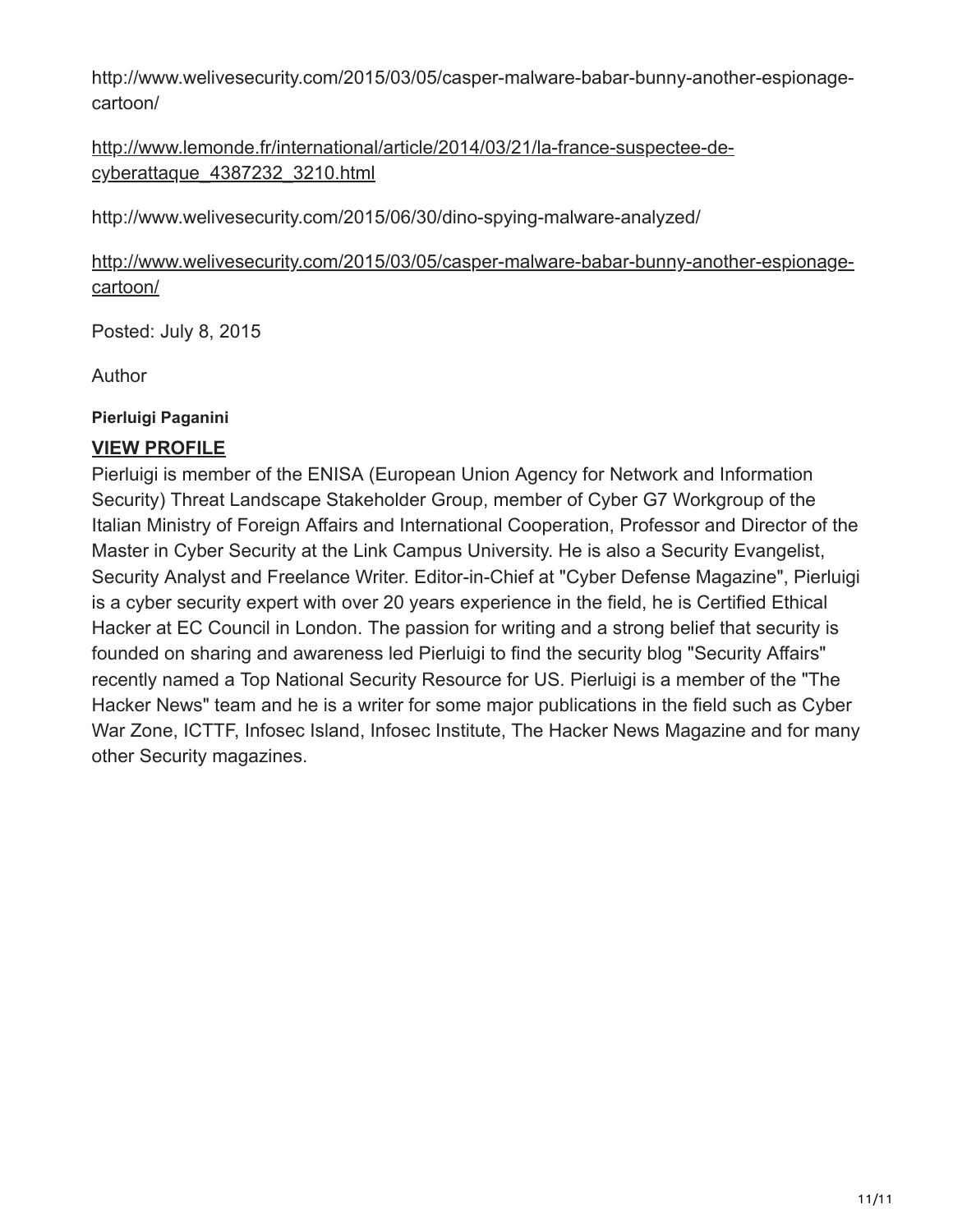http://www.welivesecurity.com/2015/03/05/casper-malware-babar-bunny-another-espionage-cartoon/

[http://www.lemonde.fr/international/article/2014/03/21/la-france-suspectee-de-cyberattaque_4387232_3210.html](http://www.lemonde.fr/international/article/2014/03/21/la-france-suspectee-de-cyberattaque_4387232_3210.html)

http://www.welivesecurity.com/2015/06/30/dino-spying-malware-analyzed/

[http://www.welivesecurity.com/2015/03/05/casper-malware-babar-bunny-another-espionage-cartoon/](http://www.welivesecurity.com/2015/03/05/casper-malware-babar-bunny-another-espionage-cartoon/)

Posted: July 8, 2015

Author

**Pierluigi Paganini**

**VIEW PROFILE**

Pierluigi is member of the ENISA (European Union Agency for Network and Information Security) Threat Landscape Stakeholder Group, member of Cyber G7 Workgroup of the Italian Ministry of Foreign Affairs and International Cooperation, Professor and Director of the Master in Cyber Security at the Link Campus University. He is also a Security Evangelist, Security Analyst and Freelance Writer. Editor-in-Chief at "Cyber Defense Magazine", Pierluigi is a cyber security expert with over 20 years experience in the field, he is Certified Ethical Hacker at EC Council in London. The passion for writing and a strong belief that security is founded on sharing and awareness led Pierluigi to find the security blog "Security Affairs" recently named a Top National Security Resource for US. Pierluigi is a member of the "The Hacker News" team and he is a writer for some major publications in the field such as Cyber War Zone, ICTTF, Infosec Island, Infosec Institute, The Hacker News Magazine and for many other Security magazines.